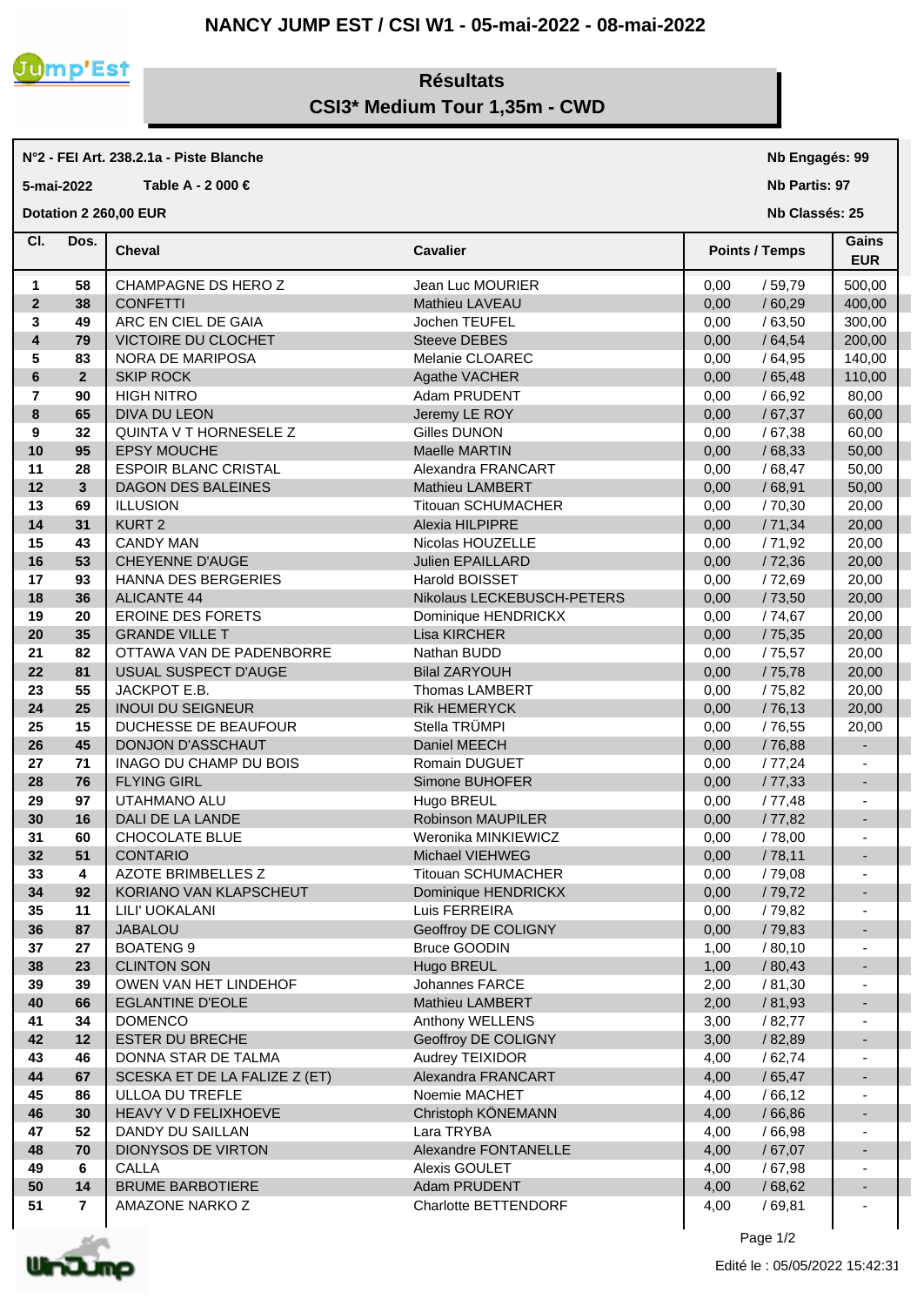# NANCY JUMP EST / CSI W1 - 05-mai-2022 - 08-mai-2022

## Résultats
## CSI3* Medium Tour 1,35m - CWD

**N°2 - FEI Art. 238.2.1a - Piste Blanche** — **Nb Engagés: 99**

**5-mai-2022** **Table A - 2 000 €** — **Nb Partis: 97**

**Dotation 2 260,00 EUR** — **Nb Classés: 25**

| Cl. | Dos. | Cheval | Cavalier | Points / Temps | | Gains EUR |
|---|---|---|---|---|---|---|
| 1 | 58 | CHAMPAGNE DS HERO Z | Jean Luc MOURIER | 0,00 | / 59,79 | 500,00 |
| 2 | 38 | CONFETTI | Mathieu LAVEAU | 0,00 | / 60,29 | 400,00 |
| 3 | 49 | ARC EN CIEL DE GAIA | Jochen TEUFEL | 0,00 | / 63,50 | 300,00 |
| 4 | 79 | VICTOIRE DU CLOCHET | Steeve DEBES | 0,00 | / 64,54 | 200,00 |
| 5 | 83 | NORA DE MARIPOSA | Melanie CLOAREC | 0,00 | / 64,95 | 140,00 |
| 6 | 2 | SKIP ROCK | Agathe VACHER | 0,00 | / 65,48 | 110,00 |
| 7 | 90 | HIGH NITRO | Adam PRUDENT | 0,00 | / 66,92 | 80,00 |
| 8 | 65 | DIVA DU LEON | Jeremy LE ROY | 0,00 | / 67,37 | 60,00 |
| 9 | 32 | QUINTA V T HORNESELE Z | Gilles DUNON | 0,00 | / 67,38 | 60,00 |
| 10 | 95 | EPSY MOUCHE | Maelle MARTIN | 0,00 | / 68,33 | 50,00 |
| 11 | 28 | ESPOIR BLANC CRISTAL | Alexandra FRANCART | 0,00 | / 68,47 | 50,00 |
| 12 | 3 | DAGON DES BALEINES | Mathieu LAMBERT | 0,00 | / 68,91 | 50,00 |
| 13 | 69 | ILLUSION | Titouan SCHUMACHER | 0,00 | / 70,30 | 20,00 |
| 14 | 31 | KURT 2 | Alexia HILPIPRE | 0,00 | / 71,34 | 20,00 |
| 15 | 43 | CANDY MAN | Nicolas HOUZELLE | 0,00 | / 71,92 | 20,00 |
| 16 | 53 | CHEYENNE D'AUGE | Julien EPAILLARD | 0,00 | / 72,36 | 20,00 |
| 17 | 93 | HANNA DES BERGERIES | Harold BOISSET | 0,00 | / 72,69 | 20,00 |
| 18 | 36 | ALICANTE 44 | Nikolaus LECKEBUSCH-PETERS | 0,00 | / 73,50 | 20,00 |
| 19 | 20 | EROINE DES FORETS | Dominique HENDRICKX | 0,00 | / 74,67 | 20,00 |
| 20 | 35 | GRANDE VILLE T | Lisa KIRCHER | 0,00 | / 75,35 | 20,00 |
| 21 | 82 | OTTAWA VAN DE PADENBORRE | Nathan BUDD | 0,00 | / 75,57 | 20,00 |
| 22 | 81 | USUAL SUSPECT D'AUGE | Bilal ZARYOUH | 0,00 | / 75,78 | 20,00 |
| 23 | 55 | JACKPOT E.B. | Thomas LAMBERT | 0,00 | / 75,82 | 20,00 |
| 24 | 25 | INOUI DU SEIGNEUR | Rik HEMERYCK | 0,00 | / 76,13 | 20,00 |
| 25 | 15 | DUCHESSE DE BEAUFOUR | Stella TRÜMPI | 0,00 | / 76,55 | 20,00 |
| 26 | 45 | DONJON D'ASSCHAUT | Daniel MEECH | 0,00 | / 76,88 | - |
| 27 | 71 | INAGO DU CHAMP DU BOIS | Romain DUGUET | 0,00 | / 77,24 | - |
| 28 | 76 | FLYING GIRL | Simone BUHOFER | 0,00 | / 77,33 | - |
| 29 | 97 | UTAHMANO ALU | Hugo BREUL | 0,00 | / 77,48 | - |
| 30 | 16 | DALI DE LA LANDE | Robinson MAUPILER | 0,00 | / 77,82 | - |
| 31 | 60 | CHOCOLATE BLUE | Weronika MINKIEWICZ | 0,00 | / 78,00 | - |
| 32 | 51 | CONTARIO | Michael VIEHWEG | 0,00 | / 78,11 | - |
| 33 | 4 | AZOTE BRIMBELLES Z | Titouan SCHUMACHER | 0,00 | / 79,08 | - |
| 34 | 92 | KORIANO VAN KLAPSCHEUT | Dominique HENDRICKX | 0,00 | / 79,72 | - |
| 35 | 11 | LILI' UOKALANI | Luis FERREIRA | 0,00 | / 79,82 | - |
| 36 | 87 | JABALOU | Geoffroy DE COLIGNY | 0,00 | / 79,83 | - |
| 37 | 27 | BOATENG 9 | Bruce GOODIN | 1,00 | / 80,10 | - |
| 38 | 23 | CLINTON SON | Hugo BREUL | 1,00 | / 80,43 | - |
| 39 | 39 | OWEN VAN HET LINDEHOF | Johannes FARCE | 2,00 | / 81,30 | - |
| 40 | 66 | EGLANTINE D'EOLE | Mathieu LAMBERT | 2,00 | / 81,93 | - |
| 41 | 34 | DOMENCO | Anthony WELLENS | 3,00 | / 82,77 | - |
| 42 | 12 | ESTER DU BRECHE | Geoffroy DE COLIGNY | 3,00 | / 82,89 | - |
| 43 | 46 | DONNA STAR DE TALMA | Audrey TEIXIDOR | 4,00 | / 62,74 | - |
| 44 | 67 | SCESKA ET DE LA FALIZE Z (ET) | Alexandra FRANCART | 4,00 | / 65,47 | - |
| 45 | 86 | ULLOA DU TREFLE | Noemie MACHET | 4,00 | / 66,12 | - |
| 46 | 30 | HEAVY V D FELIXHOEVE | Christoph KÖNEMANN | 4,00 | / 66,86 | - |
| 47 | 52 | DANDY DU SAILLAN | Lara TRYBA | 4,00 | / 66,98 | - |
| 48 | 70 | DIONYSOS DE VIRTON | Alexandre FONTANELLE | 4,00 | / 67,07 | - |
| 49 | 6 | CALLA | Alexis GOULET | 4,00 | / 67,98 | - |
| 50 | 14 | BRUME BARBOTIERE | Adam PRUDENT | 4,00 | / 68,62 | - |
| 51 | 7 | AMAZONE NARKO Z | Charlotte BETTENDORF | 4,00 | / 69,81 | - |

Edité le : 05/05/2022 15:42:31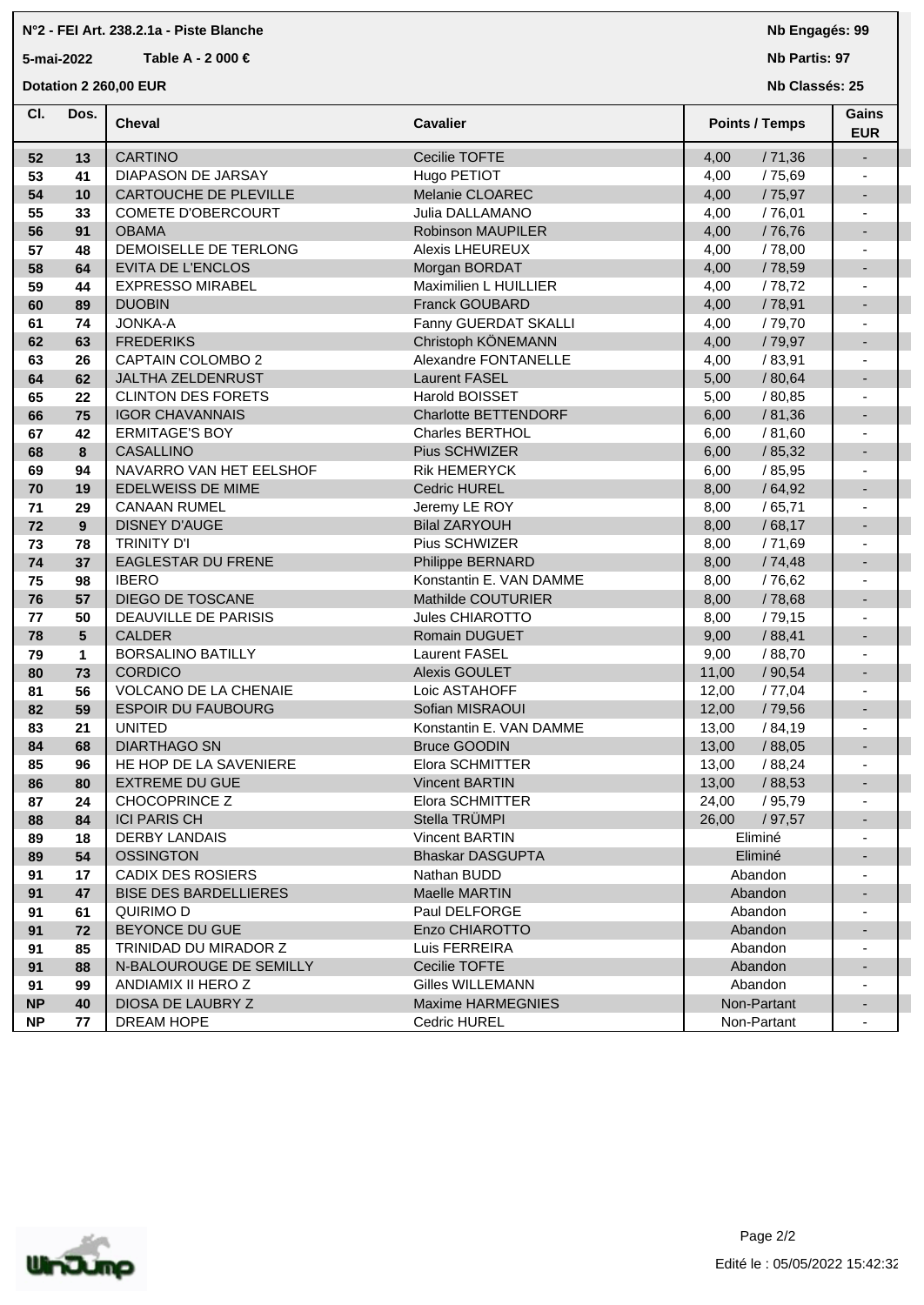N°2 - FEI Art. 238.2.1a - Piste Blanche

5-mai-2022 Table A - 2 000 €

Dotation 2 260,00 EUR

Nb Engagés: 99

Nb Partis: 97

Nb Classés: 25

| Cl. | Dos. | Cheval | Cavalier | Points / Temps | | Gains EUR |
|---|---|---|---|---|---|---|
| 52 | 13 | CARTINO | Cecilie TOFTE | 4,00 | / 71,36 | - |
| 53 | 41 | DIAPASON DE JARSAY | Hugo PETIOT | 4,00 | / 75,69 | - |
| 54 | 10 | CARTOUCHE DE PLEVILLE | Melanie CLOAREC | 4,00 | / 75,97 | - |
| 55 | 33 | COMETE D'OBERCOURT | Julia DALLAMANO | 4,00 | / 76,01 | - |
| 56 | 91 | OBAMA | Robinson MAUPILER | 4,00 | / 76,76 | - |
| 57 | 48 | DEMOISELLE DE TERLONG | Alexis LHEUREUX | 4,00 | / 78,00 | - |
| 58 | 64 | EVITA DE L'ENCLOS | Morgan BORDAT | 4,00 | / 78,59 | - |
| 59 | 44 | EXPRESSO MIRABEL | Maximilien L HUILLIER | 4,00 | / 78,72 | - |
| 60 | 89 | DUOBIN | Franck GOUBARD | 4,00 | / 78,91 | - |
| 61 | 74 | JONKA-A | Fanny GUERDAT SKALLI | 4,00 | / 79,70 | - |
| 62 | 63 | FREDERIKS | Christoph KÖNEMANN | 4,00 | / 79,97 | - |
| 63 | 26 | CAPTAIN COLOMBO 2 | Alexandre FONTANELLE | 4,00 | / 83,91 | - |
| 64 | 62 | JALTHA ZELDENRUST | Laurent FASEL | 5,00 | / 80,64 | - |
| 65 | 22 | CLINTON DES FORETS | Harold BOISSET | 5,00 | / 80,85 | - |
| 66 | 75 | IGOR CHAVANNAIS | Charlotte BETTENDORF | 6,00 | / 81,36 | - |
| 67 | 42 | ERMITAGE'S BOY | Charles BERTHOL | 6,00 | / 81,60 | - |
| 68 | 8 | CASALLINO | Pius SCHWIZER | 6,00 | / 85,32 | - |
| 69 | 94 | NAVARRO VAN HET EELSHOF | Rik HEMERYCK | 6,00 | / 85,95 | - |
| 70 | 19 | EDELWEISS DE MIME | Cedric HUREL | 8,00 | / 64,92 | - |
| 71 | 29 | CANAAN RUMEL | Jeremy LE ROY | 8,00 | / 65,71 | - |
| 72 | 9 | DISNEY D'AUGE | Bilal ZARYOUH | 8,00 | / 68,17 | - |
| 73 | 78 | TRINITY D'I | Pius SCHWIZER | 8,00 | / 71,69 | - |
| 74 | 37 | EAGLESTAR DU FRENE | Philippe BERNARD | 8,00 | / 74,48 | - |
| 75 | 98 | IBERO | Konstantin E. VAN DAMME | 8,00 | / 76,62 | - |
| 76 | 57 | DIEGO DE TOSCANE | Mathilde COUTURIER | 8,00 | / 78,68 | - |
| 77 | 50 | DEAUVILLE DE PARISIS | Jules CHIAROTTO | 8,00 | / 79,15 | - |
| 78 | 5 | CALDER | Romain DUGUET | 9,00 | / 88,41 | - |
| 79 | 1 | BORSALINO BATILLY | Laurent FASEL | 9,00 | / 88,70 | - |
| 80 | 73 | CORDICO | Alexis GOULET | 11,00 | / 90,54 | - |
| 81 | 56 | VOLCANO DE LA CHENAIE | Loic ASTAHOFF | 12,00 | / 77,04 | - |
| 82 | 59 | ESPOIR DU FAUBOURG | Sofian MISRAOUI | 12,00 | / 79,56 | - |
| 83 | 21 | UNITED | Konstantin E. VAN DAMME | 13,00 | / 84,19 | - |
| 84 | 68 | DIARTHAGO SN | Bruce GOODIN | 13,00 | / 88,05 | - |
| 85 | 96 | HE HOP DE LA SAVENIERE | Elora SCHMITTER | 13,00 | / 88,24 | - |
| 86 | 80 | EXTREME DU GUE | Vincent BARTIN | 13,00 | / 88,53 | - |
| 87 | 24 | CHOCOPRINCE Z | Elora SCHMITTER | 24,00 | / 95,79 | - |
| 88 | 84 | ICI PARIS CH | Stella TRÜMPI | 26,00 | / 97,57 | - |
| 89 | 18 | DERBY LANDAIS | Vincent BARTIN | Eliminé | | - |
| 89 | 54 | OSSINGTON | Bhaskar DASGUPTA | Eliminé | | - |
| 91 | 17 | CADIX DES ROSIERS | Nathan BUDD | Abandon | | - |
| 91 | 47 | BISE DES BARDELLIERES | Maelle MARTIN | Abandon | | - |
| 91 | 61 | QUIRIMO D | Paul DELFORGE | Abandon | | - |
| 91 | 72 | BEYONCE DU GUE | Enzo CHIAROTTO | Abandon | | - |
| 91 | 85 | TRINIDAD DU MIRADOR Z | Luis FERREIRA | Abandon | | - |
| 91 | 88 | N-BALOUROUGE DE SEMILLY | Cecilie TOFTE | Abandon | | - |
| 91 | 99 | ANDIAMIX II HERO Z | Gilles WILLEMANN | Abandon | | - |
| NP | 40 | DIOSA DE LAUBRY Z | Maxime HARMEGNIES | Non-Partant | | - |
| NP | 77 | DREAM HOPE | Cedric HUREL | Non-Partant | | - |

Edité le : 05/05/2022 15:42:32